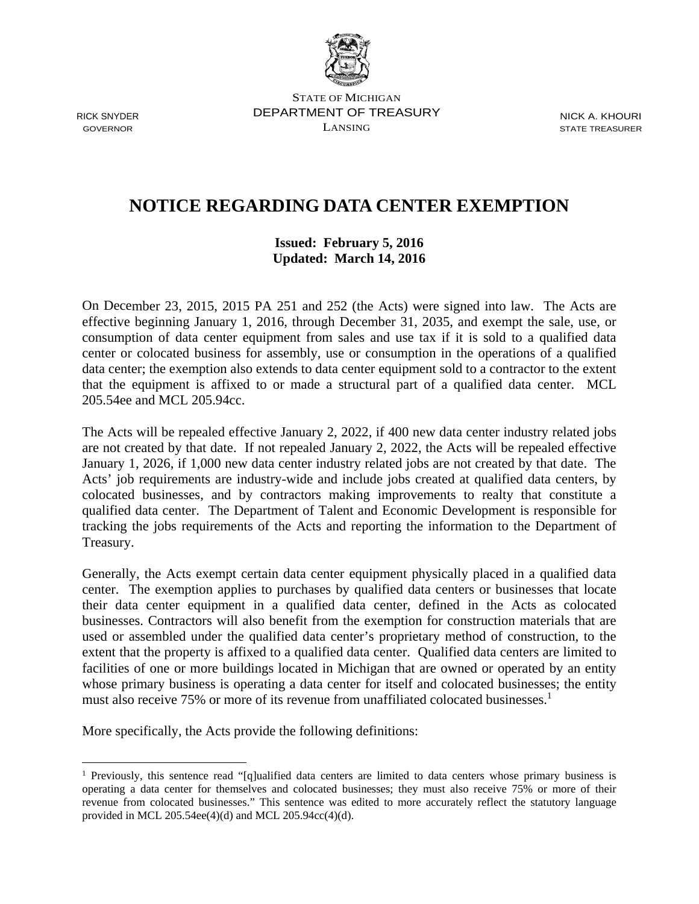RICK SNYDER
GOVERNOR

STATE OF MICHIGAN
DEPARTMENT OF TREASURY
LANSING

NICK A. KHOURI
STATE TREASURER

# NOTICE REGARDING DATA CENTER EXEMPTION

**Issued: February 5, 2016**
**Updated: March 14, 2016**

On December 23, 2015, 2015 PA 251 and 252 (the Acts) were signed into law. The Acts are effective beginning January 1, 2016, through December 31, 2035, and exempt the sale, use, or consumption of data center equipment from sales and use tax if it is sold to a qualified data center or colocated business for assembly, use or consumption in the operations of a qualified data center; the exemption also extends to data center equipment sold to a contractor to the extent that the equipment is affixed to or made a structural part of a qualified data center. MCL 205.54ee and MCL 205.94cc.

The Acts will be repealed effective January 2, 2022, if 400 new data center industry related jobs are not created by that date. If not repealed January 2, 2022, the Acts will be repealed effective January 1, 2026, if 1,000 new data center industry related jobs are not created by that date. The Acts' job requirements are industry-wide and include jobs created at qualified data centers, by colocated businesses, and by contractors making improvements to realty that constitute a qualified data center. The Department of Talent and Economic Development is responsible for tracking the jobs requirements of the Acts and reporting the information to the Department of Treasury.

Generally, the Acts exempt certain data center equipment physically placed in a qualified data center. The exemption applies to purchases by qualified data centers or businesses that locate their data center equipment in a qualified data center, defined in the Acts as colocated businesses. Contractors will also benefit from the exemption for construction materials that are used or assembled under the qualified data center's proprietary method of construction, to the extent that the property is affixed to a qualified data center. Qualified data centers are limited to facilities of one or more buildings located in Michigan that are owned or operated by an entity whose primary business is operating a data center for itself and colocated businesses; the entity must also receive 75% or more of its revenue from unaffiliated colocated businesses.[1]

More specifically, the Acts provide the following definitions:

---

[1] Previously, this sentence read "[q]ualified data centers are limited to data centers whose primary business is operating a data center for themselves and colocated businesses; they must also receive 75% or more of their revenue from colocated businesses." This sentence was edited to more accurately reflect the statutory language provided in MCL 205.54ee(4)(d) and MCL 205.94cc(4)(d).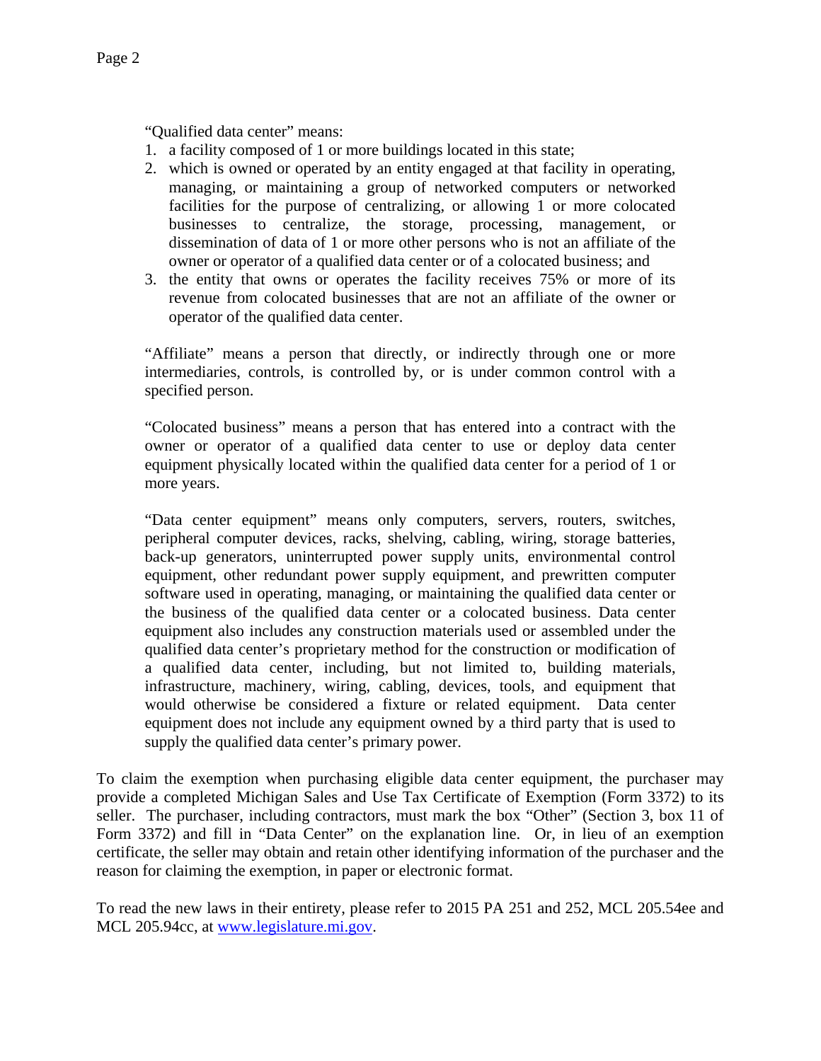"Qualified data center" means:

1. a facility composed of 1 or more buildings located in this state;
2. which is owned or operated by an entity engaged at that facility in operating, managing, or maintaining a group of networked computers or networked facilities for the purpose of centralizing, or allowing 1 or more colocated businesses to centralize, the storage, processing, management, or dissemination of data of 1 or more other persons who is not an affiliate of the owner or operator of a qualified data center or of a colocated business; and
3. the entity that owns or operates the facility receives 75% or more of its revenue from colocated businesses that are not an affiliate of the owner or operator of the qualified data center.

"Affiliate" means a person that directly, or indirectly through one or more intermediaries, controls, is controlled by, or is under common control with a specified person.

"Colocated business" means a person that has entered into a contract with the owner or operator of a qualified data center to use or deploy data center equipment physically located within the qualified data center for a period of 1 or more years.

"Data center equipment" means only computers, servers, routers, switches, peripheral computer devices, racks, shelving, cabling, wiring, storage batteries, back-up generators, uninterrupted power supply units, environmental control equipment, other redundant power supply equipment, and prewritten computer software used in operating, managing, or maintaining the qualified data center or the business of the qualified data center or a colocated business. Data center equipment also includes any construction materials used or assembled under the qualified data center's proprietary method for the construction or modification of a qualified data center, including, but not limited to, building materials, infrastructure, machinery, wiring, cabling, devices, tools, and equipment that would otherwise be considered a fixture or related equipment. Data center equipment does not include any equipment owned by a third party that is used to supply the qualified data center's primary power.

To claim the exemption when purchasing eligible data center equipment, the purchaser may provide a completed Michigan Sales and Use Tax Certificate of Exemption (Form 3372) to its seller. The purchaser, including contractors, must mark the box "Other" (Section 3, box 11 of Form 3372) and fill in "Data Center" on the explanation line. Or, in lieu of an exemption certificate, the seller may obtain and retain other identifying information of the purchaser and the reason for claiming the exemption, in paper or electronic format.

To read the new laws in their entirety, please refer to 2015 PA 251 and 252, MCL 205.54ee and MCL 205.94cc, at www.legislature.mi.gov.